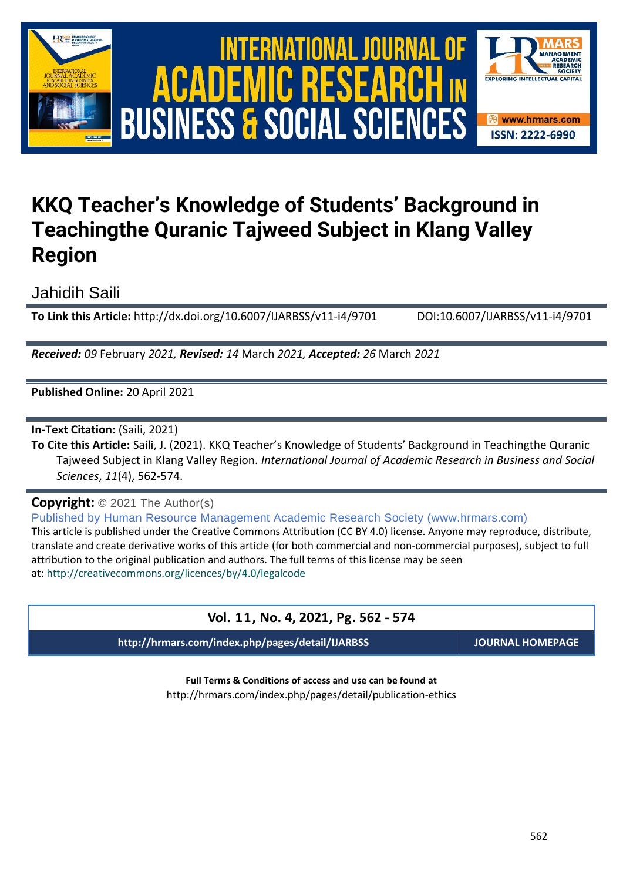# KKQ Teacher's Knowledge of Students' Background in Teachingthe Quranic Tajweed Subject in Klang Valley Region

Jahidih Saili

**To Link this Article:** http://dx.doi.org/10.6007/IJARBSS/v11-i4/9701 DOI:10.6007/IJARBSS/v11-i4/9701

***Received:*** *09* February *2021,* ***Revised:*** *14* March *2021,* ***Accepted:*** *26* March *2021*

**Published Online:** 20 April 2021

**In-Text Citation:** (Saili, 2021)

**To Cite this Article:** Saili, J. (2021). KKQ Teacher's Knowledge of Students' Background in Teachingthe Quranic Tajweed Subject in Klang Valley Region. *International Journal of Academic Research in Business and Social Sciences*, *11*(4), 562-574.

**Copyright:** © 2021 The Author(s)

Published by Human Resource Management Academic Research Society (www.hrmars.com)

This article is published under the Creative Commons Attribution (CC BY 4.0) license. Anyone may reproduce, distribute, translate and create derivative works of this article (for both commercial and non-commercial purposes), subject to full attribution to the original publication and authors. The full terms of this license may be seen at: http://creativecommons.org/licences/by/4.0/legalcode

**Vol. 11, No. 4, 2021, Pg. 562 - 574**

**http://hrmars.com/index.php/pages/detail/IJARBSS** **JOURNAL HOMEPAGE**

**Full Terms & Conditions of access and use can be found at**

http://hrmars.com/index.php/pages/detail/publication-ethics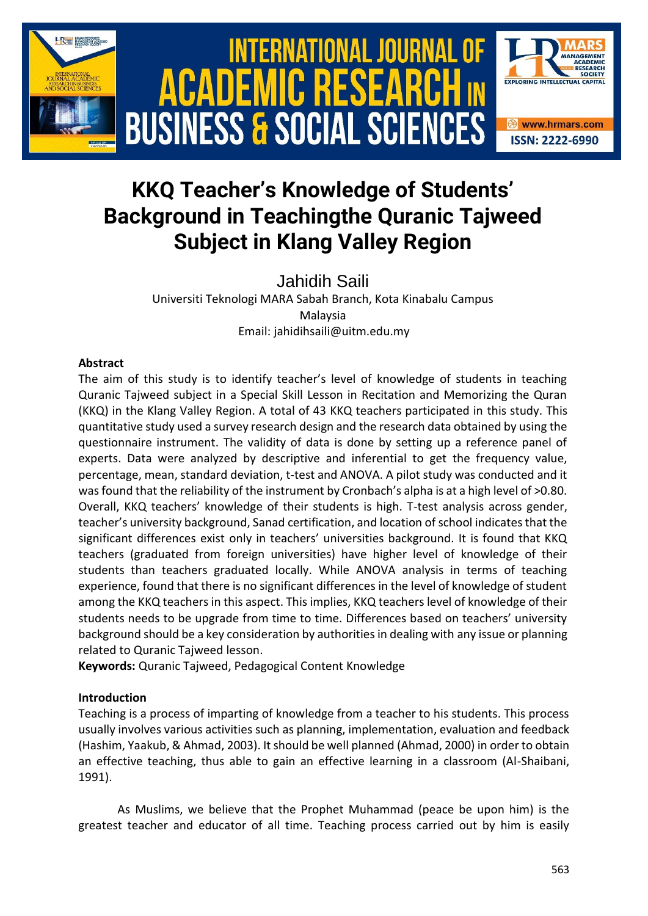# KKQ Teacher's Knowledge of Students' Background in Teachingthe Quranic Tajweed Subject in Klang Valley Region

Jahidih Saili

Universiti Teknologi MARA Sabah Branch, Kota Kinabalu Campus
Malaysia
Email: jahidihsaili@uitm.edu.my

**Abstract**

The aim of this study is to identify teacher's level of knowledge of students in teaching Quranic Tajweed subject in a Special Skill Lesson in Recitation and Memorizing the Quran (KKQ) in the Klang Valley Region. A total of 43 KKQ teachers participated in this study. This quantitative study used a survey research design and the research data obtained by using the questionnaire instrument. The validity of data is done by setting up a reference panel of experts. Data were analyzed by descriptive and inferential to get the frequency value, percentage, mean, standard deviation, t-test and ANOVA. A pilot study was conducted and it was found that the reliability of the instrument by Cronbach's alpha is at a high level of >0.80. Overall, KKQ teachers' knowledge of their students is high. T-test analysis across gender, teacher's university background, Sanad certification, and location of school indicates that the significant differences exist only in teachers' universities background. It is found that KKQ teachers (graduated from foreign universities) have higher level of knowledge of their students than teachers graduated locally. While ANOVA analysis in terms of teaching experience, found that there is no significant differences in the level of knowledge of student among the KKQ teachers in this aspect. This implies, KKQ teachers level of knowledge of their students needs to be upgrade from time to time. Differences based on teachers' university background should be a key consideration by authorities in dealing with any issue or planning related to Quranic Tajweed lesson.

**Keywords:** Quranic Tajweed, Pedagogical Content Knowledge

**Introduction**

Teaching is a process of imparting of knowledge from a teacher to his students. This process usually involves various activities such as planning, implementation, evaluation and feedback (Hashim, Yaakub, & Ahmad, 2003). It should be well planned (Ahmad, 2000) in order to obtain an effective teaching, thus able to gain an effective learning in a classroom (Al-Shaibani, 1991).

As Muslims, we believe that the Prophet Muhammad (peace be upon him) is the greatest teacher and educator of all time. Teaching process carried out by him is easily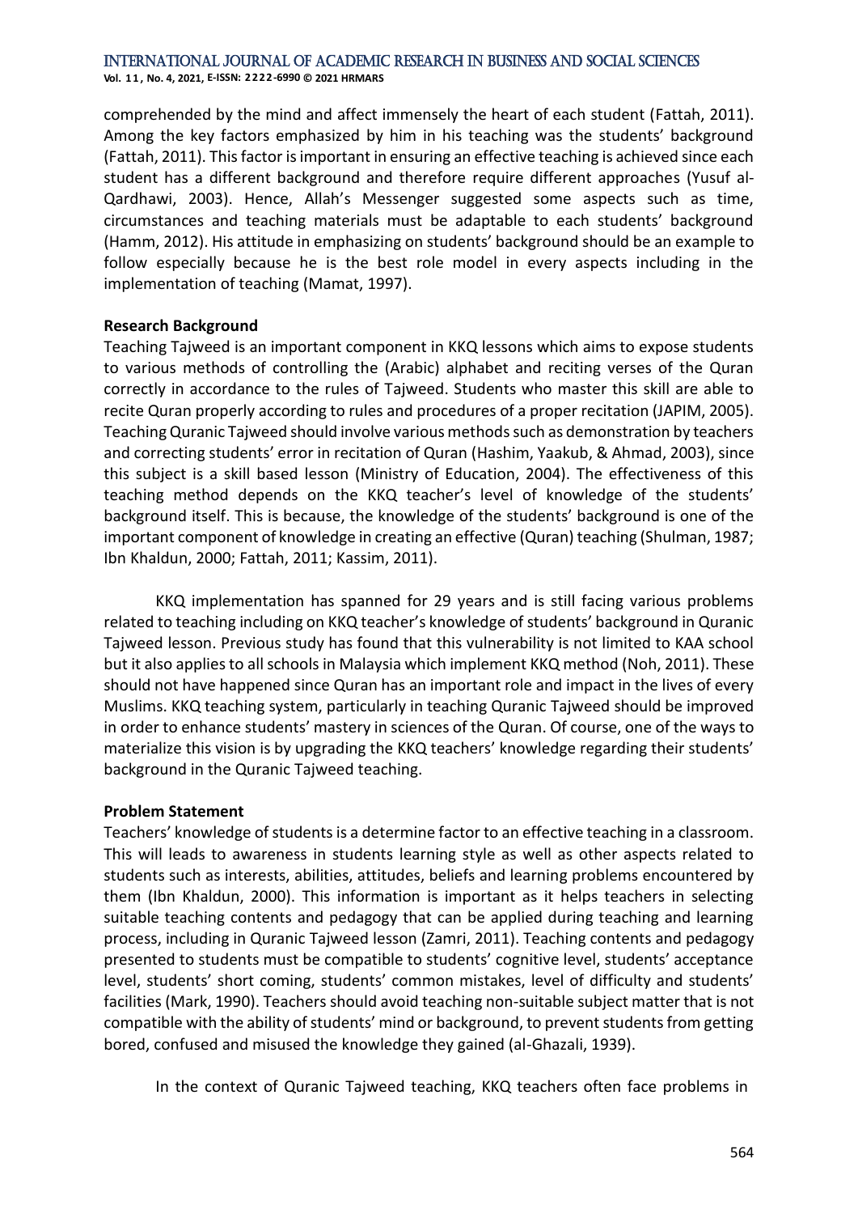comprehended by the mind and affect immensely the heart of each student (Fattah, 2011). Among the key factors emphasized by him in his teaching was the students' background (Fattah, 2011). This factor is important in ensuring an effective teaching is achieved since each student has a different background and therefore require different approaches (Yusuf al-Qardhawi, 2003). Hence, Allah's Messenger suggested some aspects such as time, circumstances and teaching materials must be adaptable to each students' background (Hamm, 2012). His attitude in emphasizing on students' background should be an example to follow especially because he is the best role model in every aspects including in the implementation of teaching (Mamat, 1997).

**Research Background**

Teaching Tajweed is an important component in KKQ lessons which aims to expose students to various methods of controlling the (Arabic) alphabet and reciting verses of the Quran correctly in accordance to the rules of Tajweed. Students who master this skill are able to recite Quran properly according to rules and procedures of a proper recitation (JAPIM, 2005). Teaching Quranic Tajweed should involve various methods such as demonstration by teachers and correcting students' error in recitation of Quran (Hashim, Yaakub, & Ahmad, 2003), since this subject is a skill based lesson (Ministry of Education, 2004). The effectiveness of this teaching method depends on the KKQ teacher's level of knowledge of the students' background itself. This is because, the knowledge of the students' background is one of the important component of knowledge in creating an effective (Quran) teaching (Shulman, 1987; Ibn Khaldun, 2000; Fattah, 2011; Kassim, 2011).

KKQ implementation has spanned for 29 years and is still facing various problems related to teaching including on KKQ teacher's knowledge of students' background in Quranic Tajweed lesson. Previous study has found that this vulnerability is not limited to KAA school but it also applies to all schools in Malaysia which implement KKQ method (Noh, 2011). These should not have happened since Quran has an important role and impact in the lives of every Muslims. KKQ teaching system, particularly in teaching Quranic Tajweed should be improved in order to enhance students' mastery in sciences of the Quran. Of course, one of the ways to materialize this vision is by upgrading the KKQ teachers' knowledge regarding their students' background in the Quranic Tajweed teaching.

**Problem Statement**

Teachers' knowledge of students is a determine factor to an effective teaching in a classroom. This will leads to awareness in students learning style as well as other aspects related to students such as interests, abilities, attitudes, beliefs and learning problems encountered by them (Ibn Khaldun, 2000). This information is important as it helps teachers in selecting suitable teaching contents and pedagogy that can be applied during teaching and learning process, including in Quranic Tajweed lesson (Zamri, 2011). Teaching contents and pedagogy presented to students must be compatible to students' cognitive level, students' acceptance level, students' short coming, students' common mistakes, level of difficulty and students' facilities (Mark, 1990). Teachers should avoid teaching non-suitable subject matter that is not compatible with the ability of students' mind or background, to prevent students from getting bored, confused and misused the knowledge they gained (al-Ghazali, 1939).

In the context of Quranic Tajweed teaching, KKQ teachers often face problems in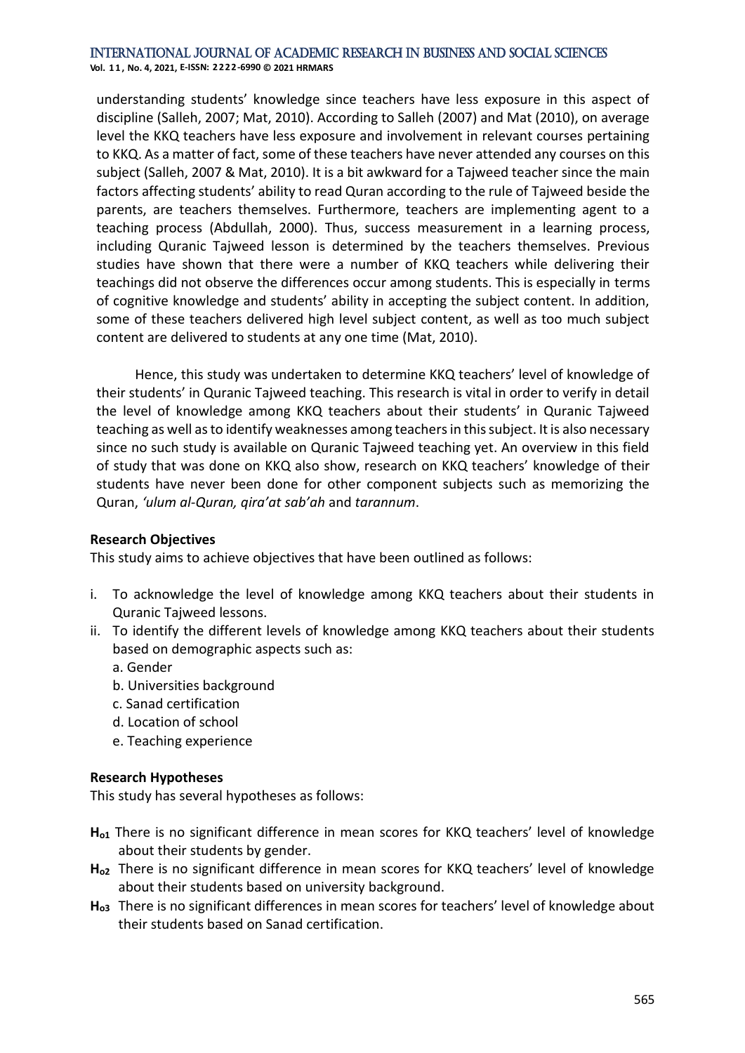understanding students' knowledge since teachers have less exposure in this aspect of discipline (Salleh, 2007; Mat, 2010). According to Salleh (2007) and Mat (2010), on average level the KKQ teachers have less exposure and involvement in relevant courses pertaining to KKQ. As a matter of fact, some of these teachers have never attended any courses on this subject (Salleh, 2007 & Mat, 2010). It is a bit awkward for a Tajweed teacher since the main factors affecting students' ability to read Quran according to the rule of Tajweed beside the parents, are teachers themselves. Furthermore, teachers are implementing agent to a teaching process (Abdullah, 2000). Thus, success measurement in a learning process, including Quranic Tajweed lesson is determined by the teachers themselves. Previous studies have shown that there were a number of KKQ teachers while delivering their teachings did not observe the differences occur among students. This is especially in terms of cognitive knowledge and students' ability in accepting the subject content. In addition, some of these teachers delivered high level subject content, as well as too much subject content are delivered to students at any one time (Mat, 2010).

Hence, this study was undertaken to determine KKQ teachers' level of knowledge of their students' in Quranic Tajweed teaching. This research is vital in order to verify in detail the level of knowledge among KKQ teachers about their students' in Quranic Tajweed teaching as well as to identify weaknesses among teachers in this subject. It is also necessary since no such study is available on Quranic Tajweed teaching yet. An overview in this field of study that was done on KKQ also show, research on KKQ teachers' knowledge of their students have never been done for other component subjects such as memorizing the Quran, *'ulum al-Quran, qira'at sab'ah* and *tarannum*.

**Research Objectives**

This study aims to achieve objectives that have been outlined as follows:

i. To acknowledge the level of knowledge among KKQ teachers about their students in Quranic Tajweed lessons.
ii. To identify the different levels of knowledge among KKQ teachers about their students based on demographic aspects such as:
   a. Gender
   b. Universities background
   c. Sanad certification
   d. Location of school
   e. Teaching experience

**Research Hypotheses**

This study has several hypotheses as follows:

**$H_{o1}$** There is no significant difference in mean scores for KKQ teachers' level of knowledge about their students by gender.

**$H_{o2}$** There is no significant difference in mean scores for KKQ teachers' level of knowledge about their students based on university background.

**$H_{o3}$** There is no significant differences in mean scores for teachers' level of knowledge about their students based on Sanad certification.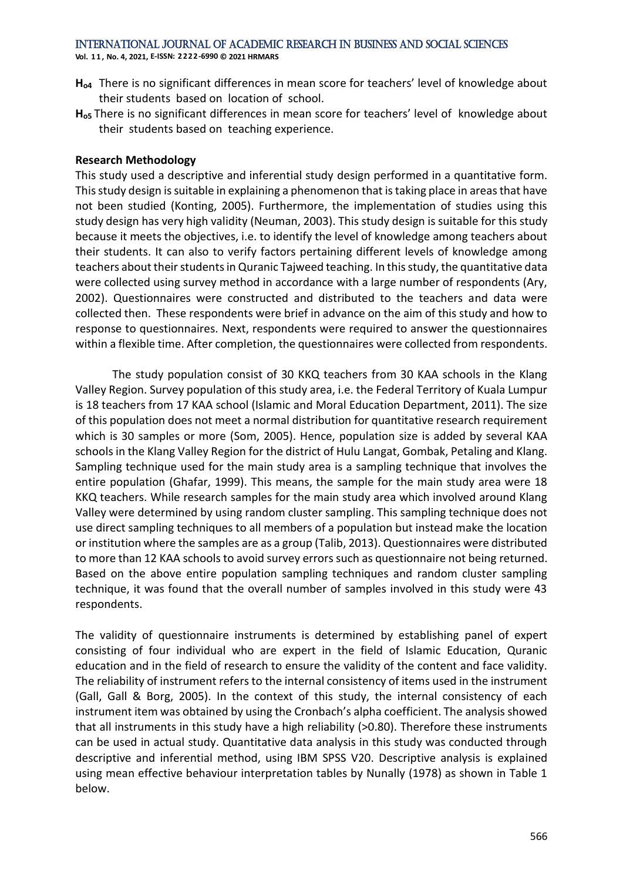**$H_{o4}$** There is no significant differences in mean score for teachers' level of knowledge about their students based on location of school.

**$H_{o5}$** There is no significant differences in mean score for teachers' level of knowledge about their students based on teaching experience.

**Research Methodology**

This study used a descriptive and inferential study design performed in a quantitative form. This study design is suitable in explaining a phenomenon that is taking place in areas that have not been studied (Konting, 2005). Furthermore, the implementation of studies using this study design has very high validity (Neuman, 2003). This study design is suitable for this study because it meets the objectives, i.e. to identify the level of knowledge among teachers about their students. It can also to verify factors pertaining different levels of knowledge among teachers about their students in Quranic Tajweed teaching. In this study, the quantitative data were collected using survey method in accordance with a large number of respondents (Ary, 2002). Questionnaires were constructed and distributed to the teachers and data were collected then. These respondents were brief in advance on the aim of this study and how to response to questionnaires. Next, respondents were required to answer the questionnaires within a flexible time. After completion, the questionnaires were collected from respondents.

The study population consist of 30 KKQ teachers from 30 KAA schools in the Klang Valley Region. Survey population of this study area, i.e. the Federal Territory of Kuala Lumpur is 18 teachers from 17 KAA school (Islamic and Moral Education Department, 2011). The size of this population does not meet a normal distribution for quantitative research requirement which is 30 samples or more (Som, 2005). Hence, population size is added by several KAA schools in the Klang Valley Region for the district of Hulu Langat, Gombak, Petaling and Klang. Sampling technique used for the main study area is a sampling technique that involves the entire population (Ghafar, 1999). This means, the sample for the main study area were 18 KKQ teachers. While research samples for the main study area which involved around Klang Valley were determined by using random cluster sampling. This sampling technique does not use direct sampling techniques to all members of a population but instead make the location or institution where the samples are as a group (Talib, 2013). Questionnaires were distributed to more than 12 KAA schools to avoid survey errors such as questionnaire not being returned. Based on the above entire population sampling techniques and random cluster sampling technique, it was found that the overall number of samples involved in this study were 43 respondents.

The validity of questionnaire instruments is determined by establishing panel of expert consisting of four individual who are expert in the field of Islamic Education, Quranic education and in the field of research to ensure the validity of the content and face validity. The reliability of instrument refers to the internal consistency of items used in the instrument (Gall, Gall & Borg, 2005). In the context of this study, the internal consistency of each instrument item was obtained by using the Cronbach's alpha coefficient. The analysis showed that all instruments in this study have a high reliability (>0.80). Therefore these instruments can be used in actual study. Quantitative data analysis in this study was conducted through descriptive and inferential method, using IBM SPSS V20. Descriptive analysis is explained using mean effective behaviour interpretation tables by Nunally (1978) as shown in Table 1 below.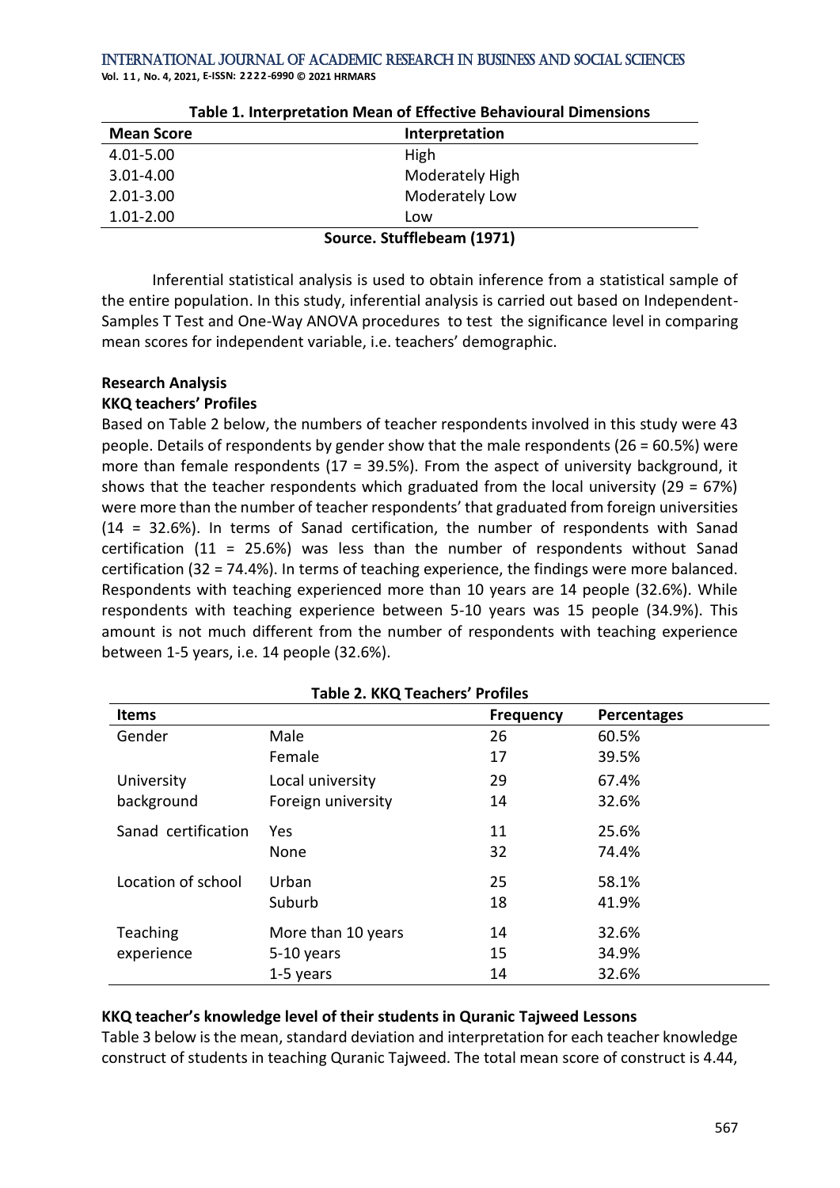**Table 1. Interpretation Mean of Effective Behavioural Dimensions**

| Mean Score | Interpretation |
|---|---|
| 4.01-5.00 | High |
| 3.01-4.00 | Moderately High |
| 2.01-3.00 | Moderately Low |
| 1.01-2.00 | Low |

**Source. Stufflebeam (1971)**

Inferential statistical analysis is used to obtain inference from a statistical sample of the entire population. In this study, inferential analysis is carried out based on Independent-Samples T Test and One-Way ANOVA procedures to test the significance level in comparing mean scores for independent variable, i.e. teachers' demographic.

**Research Analysis**

**KKQ teachers' Profiles**

Based on Table 2 below, the numbers of teacher respondents involved in this study were 43 people. Details of respondents by gender show that the male respondents (26 = 60.5%) were more than female respondents (17 = 39.5%). From the aspect of university background, it shows that the teacher respondents which graduated from the local university (29 = 67%) were more than the number of teacher respondents' that graduated from foreign universities (14 = 32.6%). In terms of Sanad certification, the number of respondents with Sanad certification (11 = 25.6%) was less than the number of respondents without Sanad certification (32 = 74.4%). In terms of teaching experience, the findings were more balanced. Respondents with teaching experienced more than 10 years are 14 people (32.6%). While respondents with teaching experience between 5-10 years was 15 people (34.9%). This amount is not much different from the number of respondents with teaching experience between 1-5 years, i.e. 14 people (32.6%).

**Table 2. KKQ Teachers' Profiles**

| Items | | Frequency | Percentages |
|---|---|---|---|
| Gender | Male | 26 | 60.5% |
| | Female | 17 | 39.5% |
| University background | Local university | 29 | 67.4% |
| | Foreign university | 14 | 32.6% |
| Sanad certification | Yes | 11 | 25.6% |
| | None | 32 | 74.4% |
| Location of school | Urban | 25 | 58.1% |
| | Suburb | 18 | 41.9% |
| Teaching experience | More than 10 years | 14 | 32.6% |
| | 5-10 years | 15 | 34.9% |
| | 1-5 years | 14 | 32.6% |

**KKQ teacher's knowledge level of their students in Quranic Tajweed Lessons**

Table 3 below is the mean, standard deviation and interpretation for each teacher knowledge construct of students in teaching Quranic Tajweed. The total mean score of construct is 4.44,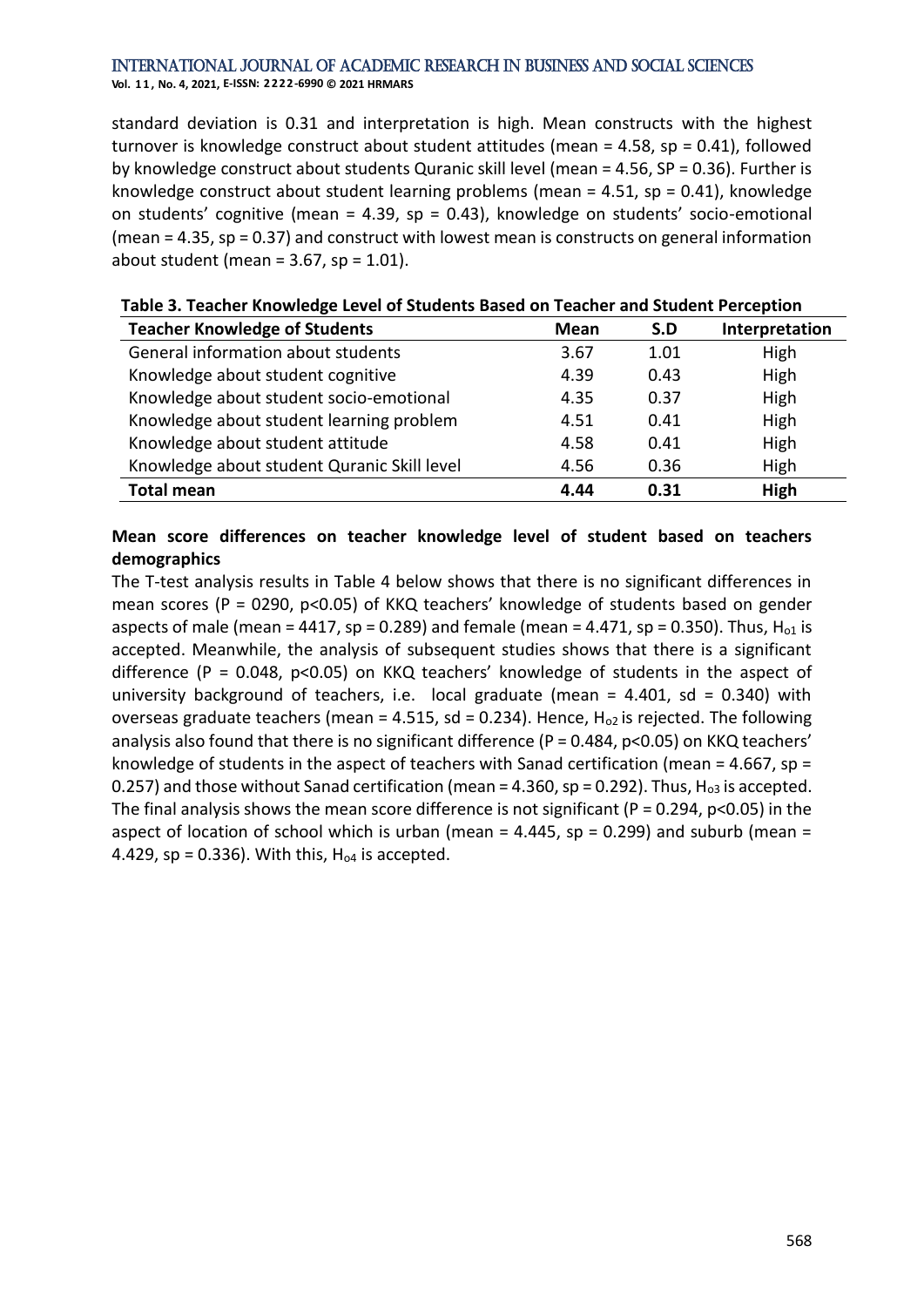standard deviation is 0.31 and interpretation is high. Mean constructs with the highest turnover is knowledge construct about student attitudes (mean = 4.58, sp = 0.41), followed by knowledge construct about students Quranic skill level (mean = 4.56, SP = 0.36). Further is knowledge construct about student learning problems (mean = 4.51, sp = 0.41), knowledge on students' cognitive (mean = 4.39, sp = 0.43), knowledge on students' socio-emotional (mean = 4.35, sp = 0.37) and construct with lowest mean is constructs on general information about student (mean = 3.67, sp = 1.01).

**Table 3. Teacher Knowledge Level of Students Based on Teacher and Student Perception**

| Teacher Knowledge of Students | Mean | S.D | Interpretation |
|---|---|---|---|
| General information about students | 3.67 | 1.01 | High |
| Knowledge about student cognitive | 4.39 | 0.43 | High |
| Knowledge about student socio-emotional | 4.35 | 0.37 | High |
| Knowledge about student learning problem | 4.51 | 0.41 | High |
| Knowledge about student attitude | 4.58 | 0.41 | High |
| Knowledge about student Quranic Skill level | 4.56 | 0.36 | High |
| **Total mean** | **4.44** | **0.31** | **High** |

**Mean score differences on teacher knowledge level of student based on teachers demographics**

The T-test analysis results in Table 4 below shows that there is no significant differences in mean scores (P = 0290, $p<0.05$) of KKQ teachers' knowledge of students based on gender aspects of male (mean = 4417, sp = 0.289) and female (mean = 4.471, sp = 0.350). Thus, $H_{o1}$ is accepted. Meanwhile, the analysis of subsequent studies shows that there is a significant difference (P = 0.048, $p<0.05$) on KKQ teachers' knowledge of students in the aspect of university background of teachers, i.e. local graduate (mean = 4.401, sd = 0.340) with overseas graduate teachers (mean = 4.515, sd = 0.234). Hence, $H_{o2}$ is rejected. The following analysis also found that there is no significant difference (P = 0.484, $p<0.05$) on KKQ teachers' knowledge of students in the aspect of teachers with Sanad certification (mean = 4.667, sp = 0.257) and those without Sanad certification (mean = 4.360, sp = 0.292). Thus, $H_{o3}$ is accepted. The final analysis shows the mean score difference is not significant (P = 0.294, $p<0.05$) in the aspect of location of school which is urban (mean = 4.445, sp = 0.299) and suburb (mean = 4.429, sp = 0.336). With this, $H_{o4}$ is accepted.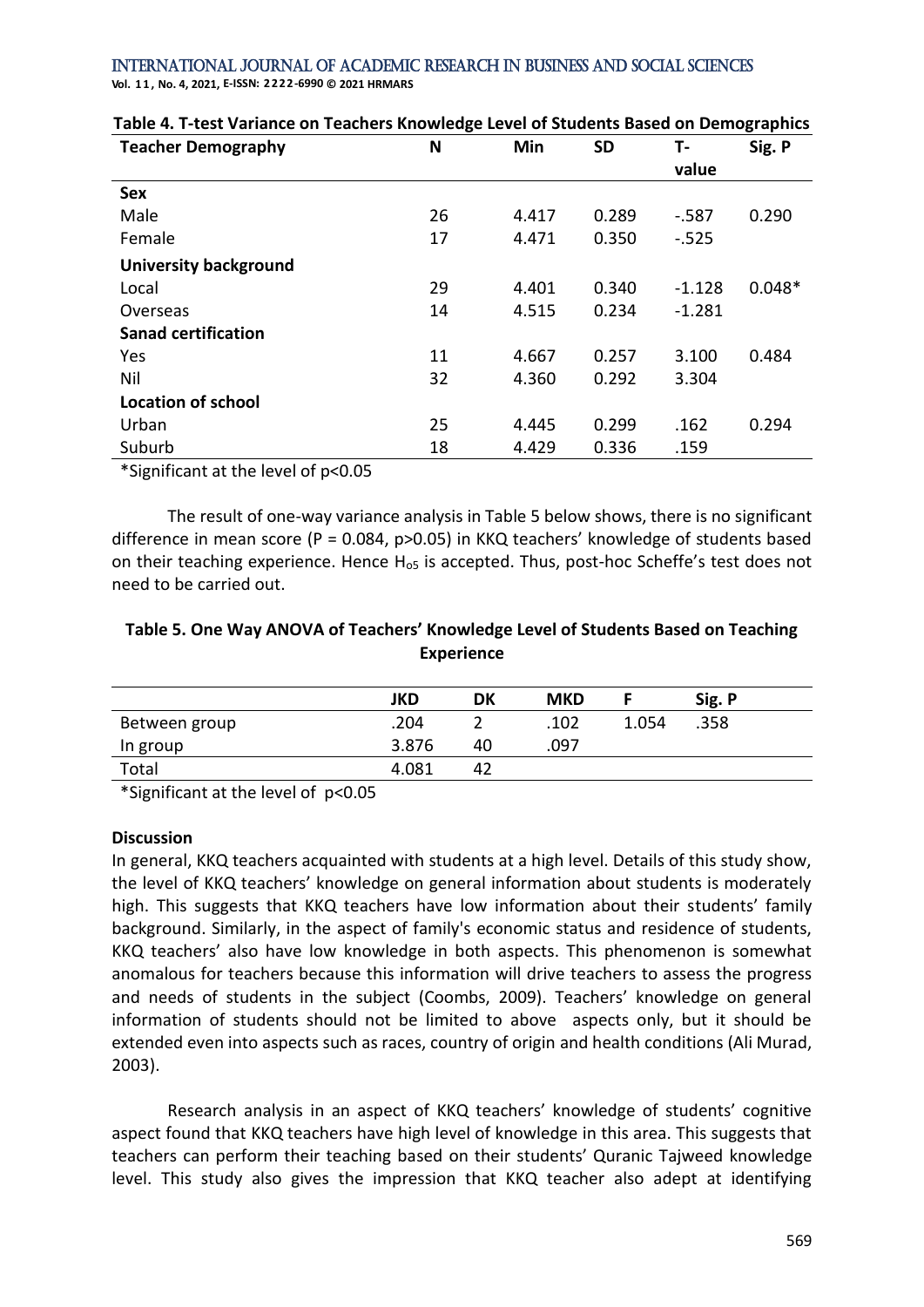**Table 4. T-test Variance on Teachers Knowledge Level of Students Based on Demographics**

| Teacher Demography | N | Min | SD | T-value | Sig. P |
|---|---|---|---|---|---|
| **Sex** | | | | | |
| Male | 26 | 4.417 | 0.289 | -.587 | 0.290 |
| Female | 17 | 4.471 | 0.350 | -.525 | |
| **University background** | | | | | |
| Local | 29 | 4.401 | 0.340 | -1.128 | 0.048* |
| Overseas | 14 | 4.515 | 0.234 | -1.281 | |
| **Sanad certification** | | | | | |
| Yes | 11 | 4.667 | 0.257 | 3.100 | 0.484 |
| Nil | 32 | 4.360 | 0.292 | 3.304 | |
| **Location of school** | | | | | |
| Urban | 25 | 4.445 | 0.299 | .162 | 0.294 |
| Suburb | 18 | 4.429 | 0.336 | .159 | |

*Significant at the level of $p<0.05$

The result of one-way variance analysis in Table 5 below shows, there is no significant difference in mean score ($P = 0.084$, $p>0.05$) in KKQ teachers' knowledge of students based on their teaching experience. Hence $H_{o5}$ is accepted. Thus, post-hoc Scheffe's test does not need to be carried out.

**Table 5. One Way ANOVA of Teachers' Knowledge Level of Students Based on Teaching Experience**

| | JKD | DK | MKD | F | Sig. P |
|---|---|---|---|---|---|
| Between group | .204 | 2 | .102 | 1.054 | .358 |
| In group | 3.876 | 40 | .097 | | |
| Total | 4.081 | 42 | | | |

*Significant at the level of $p<0.05$

**Discussion**

In general, KKQ teachers acquainted with students at a high level. Details of this study show, the level of KKQ teachers' knowledge on general information about students is moderately high. This suggests that KKQ teachers have low information about their students' family background. Similarly, in the aspect of family's economic status and residence of students, KKQ teachers' also have low knowledge in both aspects. This phenomenon is somewhat anomalous for teachers because this information will drive teachers to assess the progress and needs of students in the subject (Coombs, 2009). Teachers' knowledge on general information of students should not be limited to above aspects only, but it should be extended even into aspects such as races, country of origin and health conditions (Ali Murad, 2003).

Research analysis in an aspect of KKQ teachers' knowledge of students' cognitive aspect found that KKQ teachers have high level of knowledge in this area. This suggests that teachers can perform their teaching based on their students' Quranic Tajweed knowledge level. This study also gives the impression that KKQ teacher also adept at identifying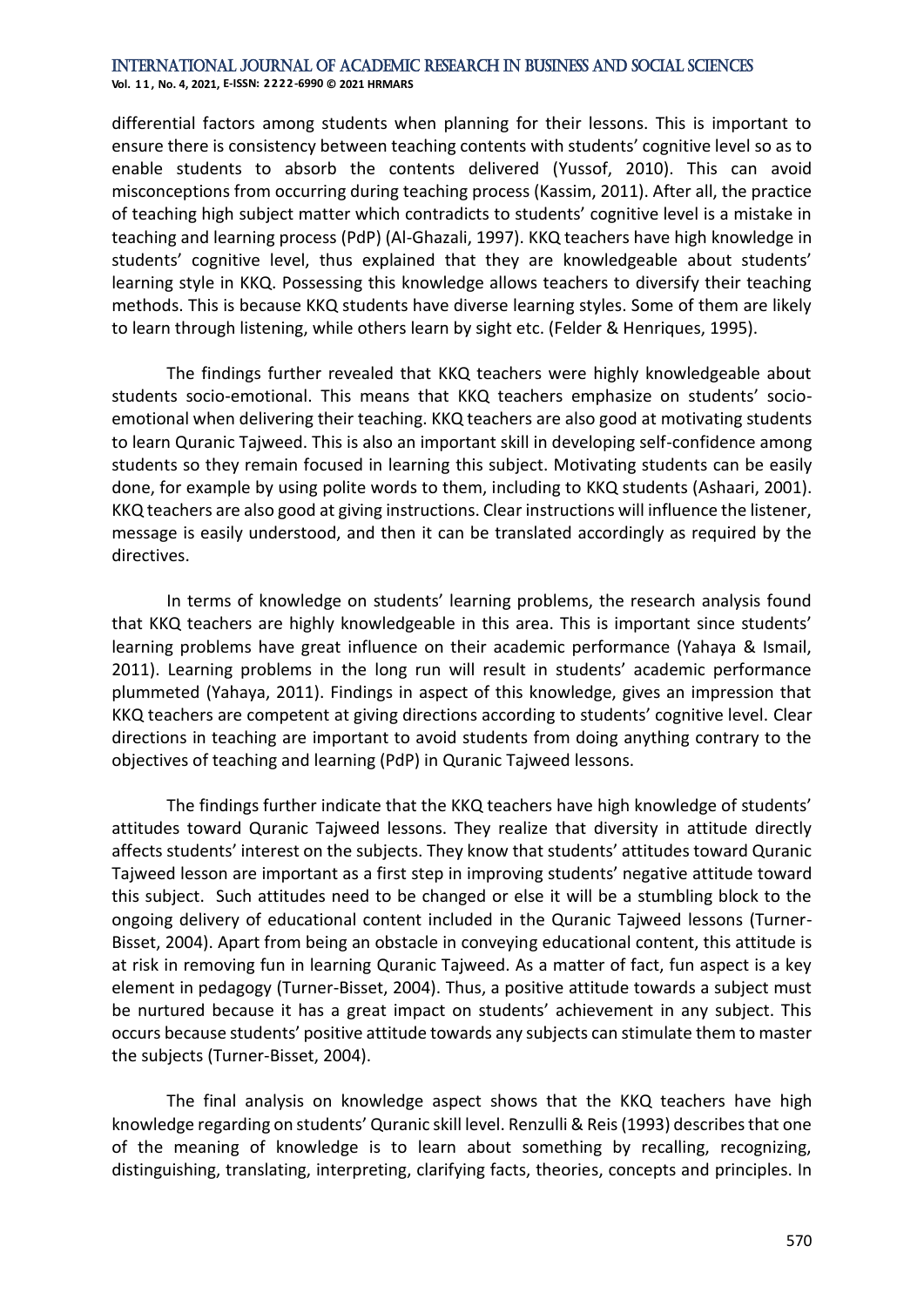differential factors among students when planning for their lessons. This is important to ensure there is consistency between teaching contents with students' cognitive level so as to enable students to absorb the contents delivered (Yussof, 2010). This can avoid misconceptions from occurring during teaching process (Kassim, 2011). After all, the practice of teaching high subject matter which contradicts to students' cognitive level is a mistake in teaching and learning process (PdP) (Al-Ghazali, 1997). KKQ teachers have high knowledge in students' cognitive level, thus explained that they are knowledgeable about students' learning style in KKQ. Possessing this knowledge allows teachers to diversify their teaching methods. This is because KKQ students have diverse learning styles. Some of them are likely to learn through listening, while others learn by sight etc. (Felder & Henriques, 1995).

The findings further revealed that KKQ teachers were highly knowledgeable about students socio-emotional. This means that KKQ teachers emphasize on students' socio-emotional when delivering their teaching. KKQ teachers are also good at motivating students to learn Quranic Tajweed. This is also an important skill in developing self-confidence among students so they remain focused in learning this subject. Motivating students can be easily done, for example by using polite words to them, including to KKQ students (Ashaari, 2001). KKQ teachers are also good at giving instructions. Clear instructions will influence the listener, message is easily understood, and then it can be translated accordingly as required by the directives.

In terms of knowledge on students' learning problems, the research analysis found that KKQ teachers are highly knowledgeable in this area. This is important since students' learning problems have great influence on their academic performance (Yahaya & Ismail, 2011). Learning problems in the long run will result in students' academic performance plummeted (Yahaya, 2011). Findings in aspect of this knowledge, gives an impression that KKQ teachers are competent at giving directions according to students' cognitive level. Clear directions in teaching are important to avoid students from doing anything contrary to the objectives of teaching and learning (PdP) in Quranic Tajweed lessons.

The findings further indicate that the KKQ teachers have high knowledge of students' attitudes toward Quranic Tajweed lessons. They realize that diversity in attitude directly affects students' interest on the subjects. They know that students' attitudes toward Quranic Tajweed lesson are important as a first step in improving students' negative attitude toward this subject. Such attitudes need to be changed or else it will be a stumbling block to the ongoing delivery of educational content included in the Quranic Tajweed lessons (Turner-Bisset, 2004). Apart from being an obstacle in conveying educational content, this attitude is at risk in removing fun in learning Quranic Tajweed. As a matter of fact, fun aspect is a key element in pedagogy (Turner-Bisset, 2004). Thus, a positive attitude towards a subject must be nurtured because it has a great impact on students' achievement in any subject. This occurs because students' positive attitude towards any subjects can stimulate them to master the subjects (Turner-Bisset, 2004).

The final analysis on knowledge aspect shows that the KKQ teachers have high knowledge regarding on students' Quranic skill level. Renzulli & Reis (1993) describes that one of the meaning of knowledge is to learn about something by recalling, recognizing, distinguishing, translating, interpreting, clarifying facts, theories, concepts and principles. In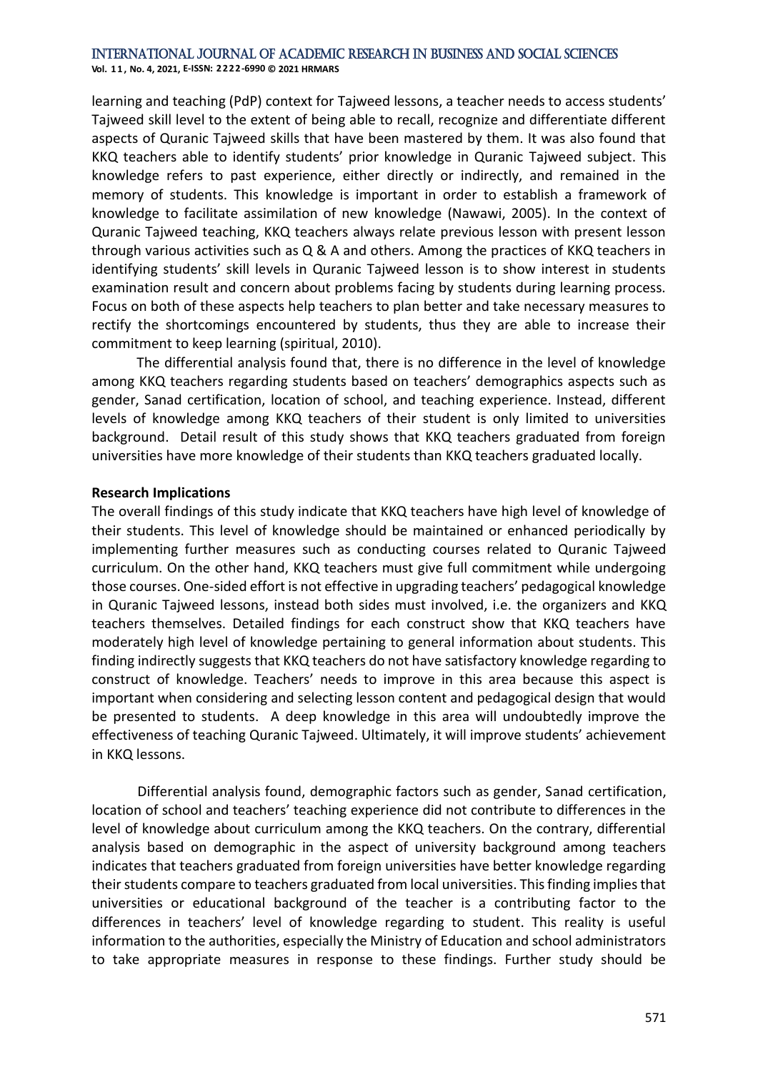learning and teaching (PdP) context for Tajweed lessons, a teacher needs to access students' Tajweed skill level to the extent of being able to recall, recognize and differentiate different aspects of Quranic Tajweed skills that have been mastered by them. It was also found that KKQ teachers able to identify students' prior knowledge in Quranic Tajweed subject. This knowledge refers to past experience, either directly or indirectly, and remained in the memory of students. This knowledge is important in order to establish a framework of knowledge to facilitate assimilation of new knowledge (Nawawi, 2005). In the context of Quranic Tajweed teaching, KKQ teachers always relate previous lesson with present lesson through various activities such as Q & A and others. Among the practices of KKQ teachers in identifying students' skill levels in Quranic Tajweed lesson is to show interest in students examination result and concern about problems facing by students during learning process. Focus on both of these aspects help teachers to plan better and take necessary measures to rectify the shortcomings encountered by students, thus they are able to increase their commitment to keep learning (spiritual, 2010).

The differential analysis found that, there is no difference in the level of knowledge among KKQ teachers regarding students based on teachers' demographics aspects such as gender, Sanad certification, location of school, and teaching experience. Instead, different levels of knowledge among KKQ teachers of their student is only limited to universities background. Detail result of this study shows that KKQ teachers graduated from foreign universities have more knowledge of their students than KKQ teachers graduated locally.

**Research Implications**

The overall findings of this study indicate that KKQ teachers have high level of knowledge of their students. This level of knowledge should be maintained or enhanced periodically by implementing further measures such as conducting courses related to Quranic Tajweed curriculum. On the other hand, KKQ teachers must give full commitment while undergoing those courses. One-sided effort is not effective in upgrading teachers' pedagogical knowledge in Quranic Tajweed lessons, instead both sides must involved, i.e. the organizers and KKQ teachers themselves. Detailed findings for each construct show that KKQ teachers have moderately high level of knowledge pertaining to general information about students. This finding indirectly suggests that KKQ teachers do not have satisfactory knowledge regarding to construct of knowledge. Teachers' needs to improve in this area because this aspect is important when considering and selecting lesson content and pedagogical design that would be presented to students. A deep knowledge in this area will undoubtedly improve the effectiveness of teaching Quranic Tajweed. Ultimately, it will improve students' achievement in KKQ lessons.

Differential analysis found, demographic factors such as gender, Sanad certification, location of school and teachers' teaching experience did not contribute to differences in the level of knowledge about curriculum among the KKQ teachers. On the contrary, differential analysis based on demographic in the aspect of university background among teachers indicates that teachers graduated from foreign universities have better knowledge regarding their students compare to teachers graduated from local universities. This finding implies that universities or educational background of the teacher is a contributing factor to the differences in teachers' level of knowledge regarding to student. This reality is useful information to the authorities, especially the Ministry of Education and school administrators to take appropriate measures in response to these findings. Further study should be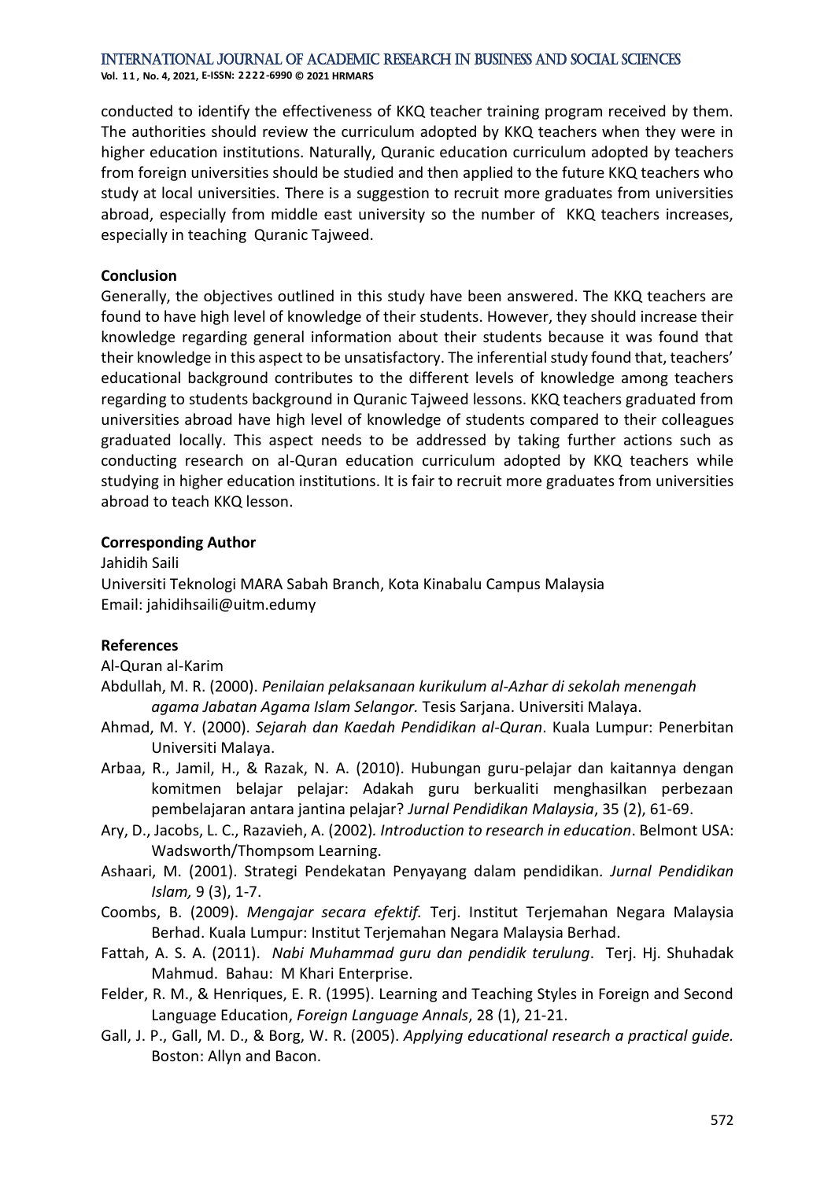conducted to identify the effectiveness of KKQ teacher training program received by them. The authorities should review the curriculum adopted by KKQ teachers when they were in higher education institutions. Naturally, Quranic education curriculum adopted by teachers from foreign universities should be studied and then applied to the future KKQ teachers who study at local universities. There is a suggestion to recruit more graduates from universities abroad, especially from middle east university so the number of KKQ teachers increases, especially in teaching Quranic Tajweed.

**Conclusion**

Generally, the objectives outlined in this study have been answered. The KKQ teachers are found to have high level of knowledge of their students. However, they should increase their knowledge regarding general information about their students because it was found that their knowledge in this aspect to be unsatisfactory. The inferential study found that, teachers' educational background contributes to the different levels of knowledge among teachers regarding to students background in Quranic Tajweed lessons. KKQ teachers graduated from universities abroad have high level of knowledge of students compared to their colleagues graduated locally. This aspect needs to be addressed by taking further actions such as conducting research on al-Quran education curriculum adopted by KKQ teachers while studying in higher education institutions. It is fair to recruit more graduates from universities abroad to teach KKQ lesson.

**Corresponding Author**

Jahidih Saili
Universiti Teknologi MARA Sabah Branch, Kota Kinabalu Campus Malaysia
Email: jahidihsaili@uitm.edumy

**References**

Al-Quran al-Karim

Abdullah, M. R. (2000). *Penilaian pelaksanaan kurikulum al-Azhar di sekolah menengah agama Jabatan Agama Islam Selangor.* Tesis Sarjana. Universiti Malaya.

Ahmad, M. Y. (2000). *Sejarah dan Kaedah Pendidikan al-Quran*. Kuala Lumpur: Penerbitan Universiti Malaya.

Arbaa, R., Jamil, H., & Razak, N. A. (2010). Hubungan guru-pelajar dan kaitannya dengan komitmen belajar pelajar: Adakah guru berkualiti menghasilkan perbezaan pembelajaran antara jantina pelajar? *Jurnal Pendidikan Malaysia*, 35 (2), 61-69.

Ary, D., Jacobs, L. C., Razavieh, A. (2002). *Introduction to research in education*. Belmont USA: Wadsworth/Thompsom Learning.

Ashaari, M. (2001). Strategi Pendekatan Penyayang dalam pendidikan. *Jurnal Pendidikan Islam,* 9 (3), 1-7.

Coombs, B. (2009). *Mengajar secara efektif.* Terj. Institut Terjemahan Negara Malaysia Berhad. Kuala Lumpur: Institut Terjemahan Negara Malaysia Berhad.

Fattah, A. S. A. (2011). *Nabi Muhammad guru dan pendidik terulung*. Terj. Hj. Shuhadak Mahmud. Bahau: M Khari Enterprise.

Felder, R. M., & Henriques, E. R. (1995). Learning and Teaching Styles in Foreign and Second Language Education, *Foreign Language Annals*, 28 (1), 21-21.

Gall, J. P., Gall, M. D., & Borg, W. R. (2005). *Applying educational research a practical guide.* Boston: Allyn and Bacon.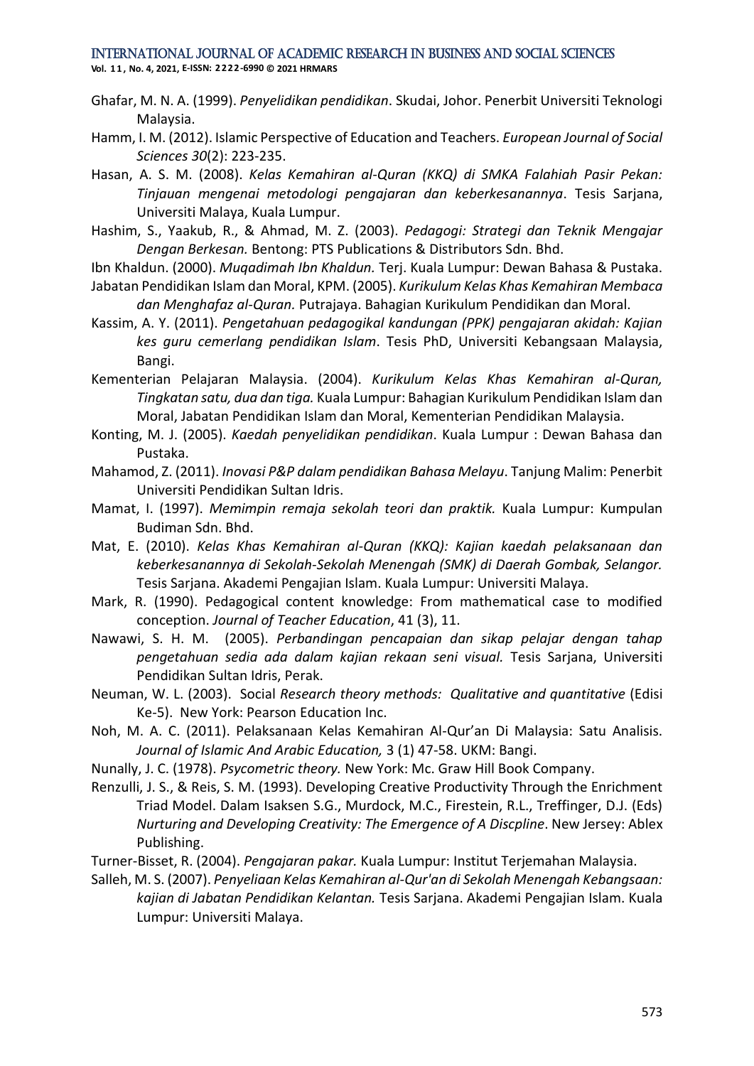Ghafar, M. N. A. (1999). *Penyelidikan pendidikan*. Skudai, Johor. Penerbit Universiti Teknologi Malaysia.

Hamm, I. M. (2012). Islamic Perspective of Education and Teachers. *European Journal of Social Sciences 30*(2): 223-235.

Hasan, A. S. M. (2008). *Kelas Kemahiran al-Quran (KKQ) di SMKA Falahiah Pasir Pekan: Tinjauan mengenai metodologi pengajaran dan keberkesanannya*. Tesis Sarjana, Universiti Malaya, Kuala Lumpur.

Hashim, S., Yaakub, R., & Ahmad, M. Z. (2003). *Pedagogi: Strategi dan Teknik Mengajar Dengan Berkesan.* Bentong: PTS Publications & Distributors Sdn. Bhd.

Ibn Khaldun. (2000). *Muqadimah Ibn Khaldun.* Terj. Kuala Lumpur: Dewan Bahasa & Pustaka.

Jabatan Pendidikan Islam dan Moral, KPM. (2005). *Kurikulum Kelas Khas Kemahiran Membaca dan Menghafaz al-Quran.* Putrajaya. Bahagian Kurikulum Pendidikan dan Moral.

Kassim, A. Y. (2011). *Pengetahuan pedagogikal kandungan (PPK) pengajaran akidah: Kajian kes guru cemerlang pendidikan Islam*. Tesis PhD, Universiti Kebangsaan Malaysia, Bangi.

Kementerian Pelajaran Malaysia. (2004). *Kurikulum Kelas Khas Kemahiran al-Quran, Tingkatan satu, dua dan tiga.* Kuala Lumpur: Bahagian Kurikulum Pendidikan Islam dan Moral, Jabatan Pendidikan Islam dan Moral, Kementerian Pendidikan Malaysia.

Konting, M. J. (2005). *Kaedah penyelidikan pendidikan*. Kuala Lumpur : Dewan Bahasa dan Pustaka.

Mahamod, Z. (2011). *Inovasi P&P dalam pendidikan Bahasa Melayu*. Tanjung Malim: Penerbit Universiti Pendidikan Sultan Idris.

Mamat, I. (1997). *Memimpin remaja sekolah teori dan praktik.* Kuala Lumpur: Kumpulan Budiman Sdn. Bhd.

Mat, E. (2010). *Kelas Khas Kemahiran al-Quran (KKQ): Kajian kaedah pelaksanaan dan keberkesanannya di Sekolah-Sekolah Menengah (SMK) di Daerah Gombak, Selangor.* Tesis Sarjana. Akademi Pengajian Islam. Kuala Lumpur: Universiti Malaya.

Mark, R. (1990). Pedagogical content knowledge: From mathematical case to modified conception. *Journal of Teacher Education*, 41 (3), 11.

Nawawi, S. H. M. (2005). *Perbandingan pencapaian dan sikap pelajar dengan tahap pengetahuan sedia ada dalam kajian rekaan seni visual.* Tesis Sarjana, Universiti Pendidikan Sultan Idris, Perak.

Neuman, W. L. (2003). Social *Research theory methods: Qualitative and quantitative* (Edisi Ke-5). New York: Pearson Education Inc.

Noh, M. A. C. (2011). Pelaksanaan Kelas Kemahiran Al-Qur'an Di Malaysia: Satu Analisis. *Journal of Islamic And Arabic Education,* 3 (1) 47-58. UKM: Bangi.

Nunally, J. C. (1978). *Psycometric theory.* New York: Mc. Graw Hill Book Company.

Renzulli, J. S., & Reis, S. M. (1993). Developing Creative Productivity Through the Enrichment Triad Model. Dalam Isaksen S.G., Murdock, M.C., Firestein, R.L., Treffinger, D.J. (Eds) *Nurturing and Developing Creativity: The Emergence of A Discpline*. New Jersey: Ablex Publishing.

Turner-Bisset, R. (2004). *Pengajaran pakar.* Kuala Lumpur: Institut Terjemahan Malaysia.

Salleh, M. S. (2007). *Penyeliaan Kelas Kemahiran al-Qur'an di Sekolah Menengah Kebangsaan: kajian di Jabatan Pendidikan Kelantan.* Tesis Sarjana. Akademi Pengajian Islam. Kuala Lumpur: Universiti Malaya.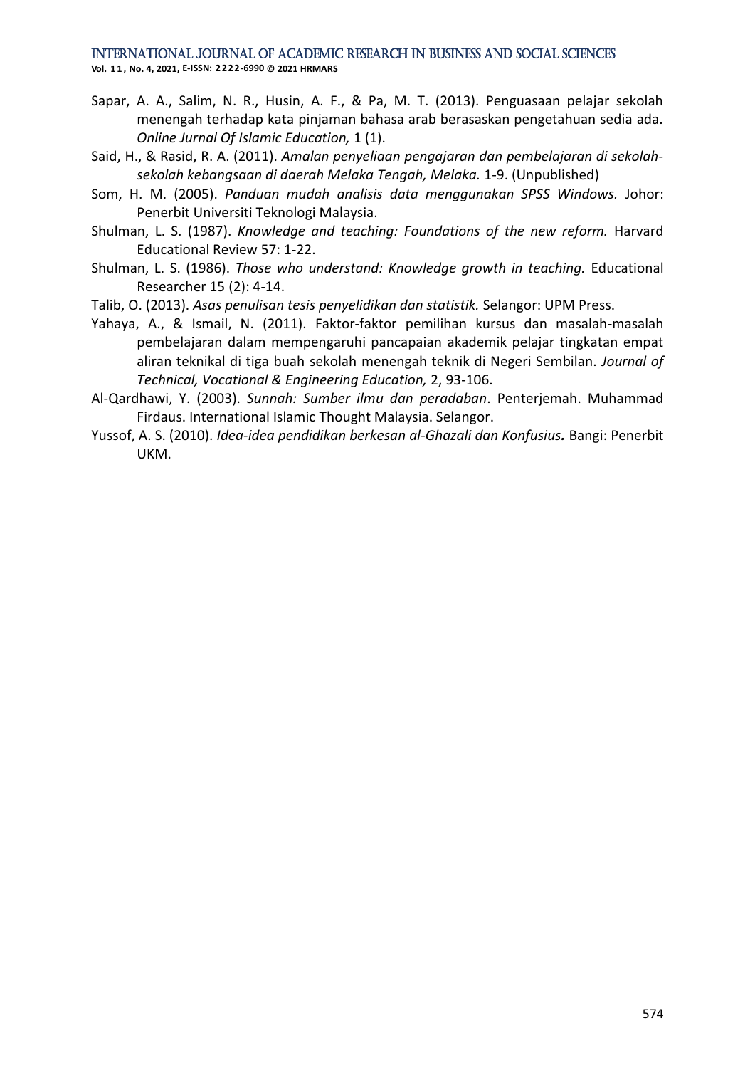Sapar, A. A., Salim, N. R., Husin, A. F., & Pa, M. T. (2013). Penguasaan pelajar sekolah menengah terhadap kata pinjaman bahasa arab berasaskan pengetahuan sedia ada. *Online Jurnal Of Islamic Education,* 1 (1).

Said, H., & Rasid, R. A. (2011). *Amalan penyeliaan pengajaran dan pembelajaran di sekolah-sekolah kebangsaan di daerah Melaka Tengah, Melaka.* 1-9. (Unpublished)

Som, H. M. (2005). *Panduan mudah analisis data menggunakan SPSS Windows.* Johor: Penerbit Universiti Teknologi Malaysia.

Shulman, L. S. (1987). *Knowledge and teaching: Foundations of the new reform.* Harvard Educational Review 57: 1-22.

Shulman, L. S. (1986). *Those who understand: Knowledge growth in teaching.* Educational Researcher 15 (2): 4-14.

Talib, O. (2013). *Asas penulisan tesis penyelidikan dan statistik.* Selangor: UPM Press.

Yahaya, A., & Ismail, N. (2011). Faktor-faktor pemilihan kursus dan masalah-masalah pembelajaran dalam mempengaruhi pancapaian akademik pelajar tingkatan empat aliran teknikal di tiga buah sekolah menengah teknik di Negeri Sembilan. *Journal of Technical, Vocational & Engineering Education,* 2, 93-106.

Al-Qardhawi, Y. (2003). *Sunnah: Sumber ilmu dan peradaban*. Penterjemah. Muhammad Firdaus. International Islamic Thought Malaysia. Selangor.

Yussof, A. S. (2010). *Idea-idea pendidikan berkesan al-Ghazali dan Konfusius.* Bangi: Penerbit UKM.